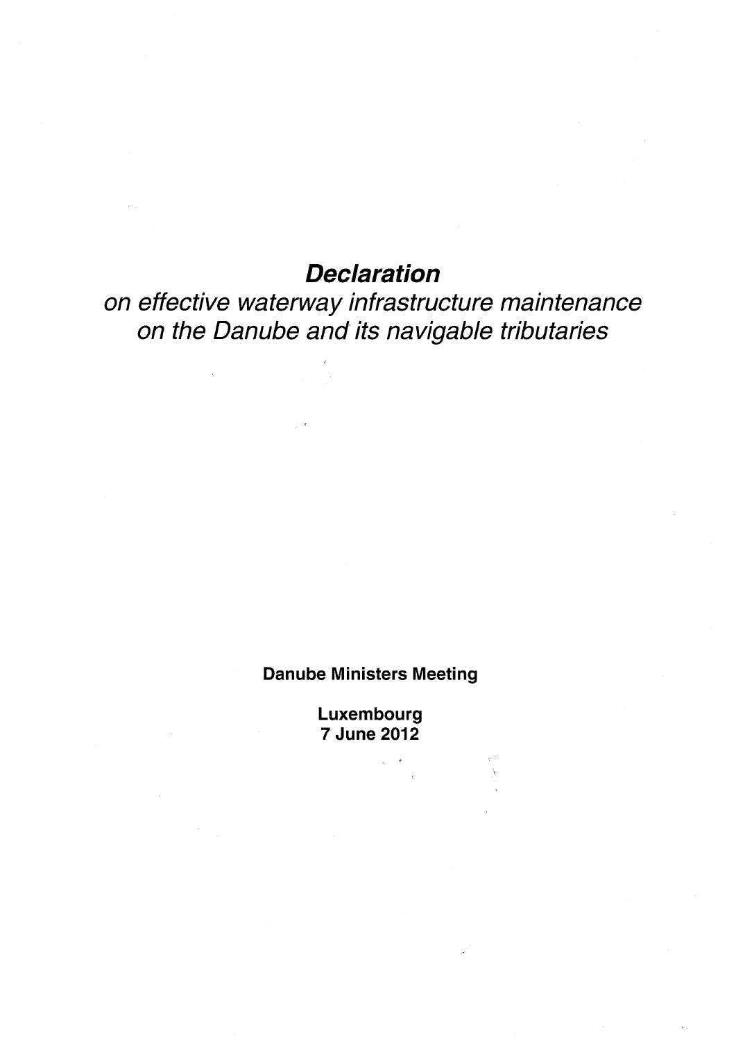# ***Declaration***

*on effective waterway infrastructure maintenance on the Danube and its navigable tributaries*

**Danube Ministers Meeting**

**Luxembourg**
**7 June 2012**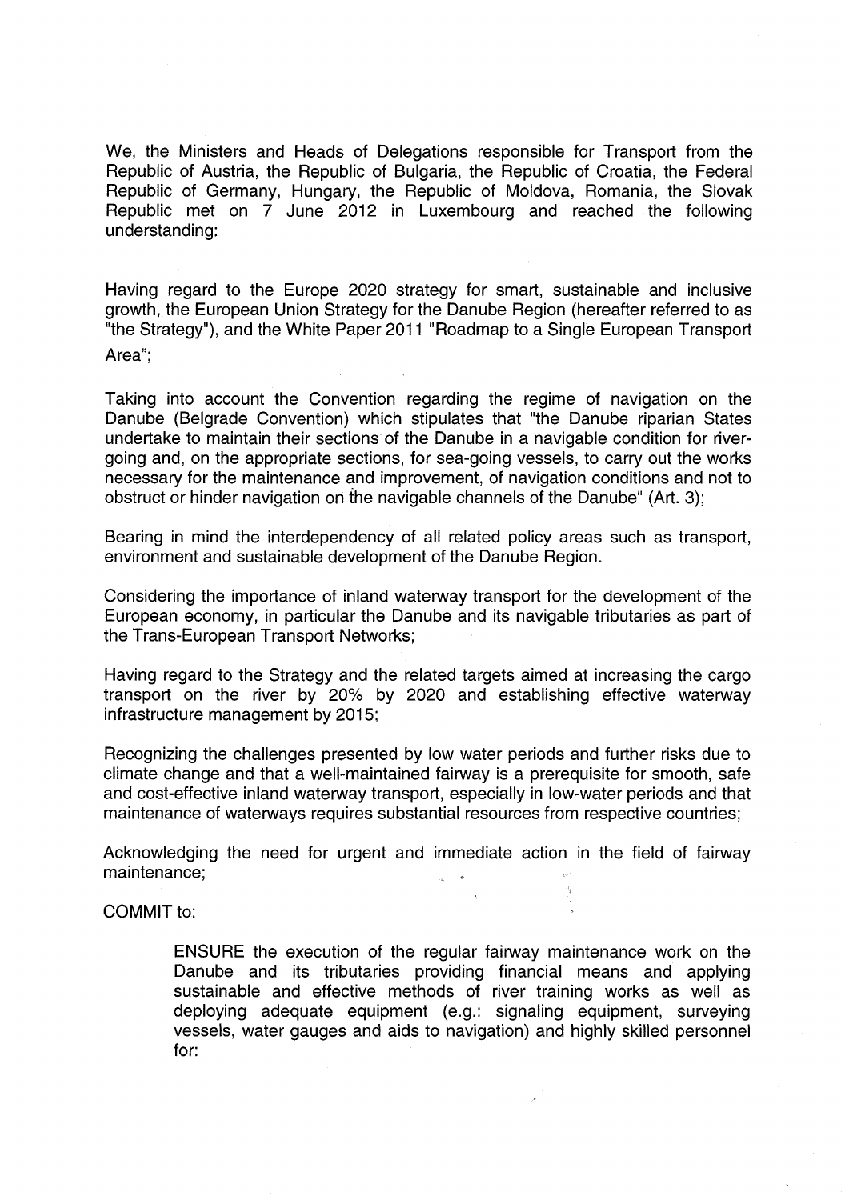We, the Ministers and Heads of Delegations responsible for Transport from the Republic of Austria, the Republic of Bulgaria, the Republic of Croatia, the Federal Republic of Germany, Hungary, the Republic of Moldova, Romania, the Slovak Republic met on 7 June 2012 in Luxembourg and reached the following understanding:

Having regard to the Europe 2020 strategy for smart, sustainable and inclusive growth, the European Union Strategy for the Danube Region (hereafter referred to as "the Strategy"), and the White Paper 2011 "Roadmap to a Single European Transport Area";

Taking into account the Convention regarding the regime of navigation on the Danube (Belgrade Convention) which stipulates that "the Danube riparian States undertake to maintain their sections of the Danube in a navigable condition for river-going and, on the appropriate sections, for sea-going vessels, to carry out the works necessary for the maintenance and improvement, of navigation conditions and not to obstruct or hinder navigation on the navigable channels of the Danube" (Art. 3);

Bearing in mind the interdependency of all related policy areas such as transport, environment and sustainable development of the Danube Region.

Considering the importance of inland waterway transport for the development of the European economy, in particular the Danube and its navigable tributaries as part of the Trans-European Transport Networks;

Having regard to the Strategy and the related targets aimed at increasing the cargo transport on the river by 20% by 2020 and establishing effective waterway infrastructure management by 2015;

Recognizing the challenges presented by low water periods and further risks due to climate change and that a well-maintained fairway is a prerequisite for smooth, safe and cost-effective inland waterway transport, especially in low-water periods and that maintenance of waterways requires substantial resources from respective countries;

Acknowledging the need for urgent and immediate action in the field of fairway maintenance;

COMMIT to:

> ENSURE the execution of the regular fairway maintenance work on the Danube and its tributaries providing financial means and applying sustainable and effective methods of river training works as well as deploying adequate equipment (e.g.: signaling equipment, surveying vessels, water gauges and aids to navigation) and highly skilled personnel for: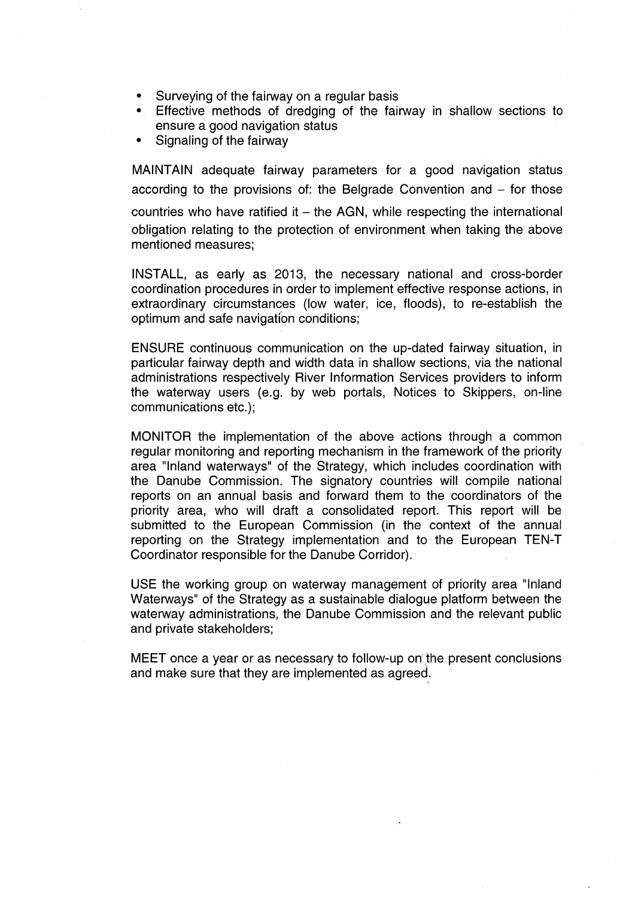- Surveying of the fairway on a regular basis
- Effective methods of dredging of the fairway in shallow sections to ensure a good navigation status
- Signaling of the fairway

MAINTAIN adequate fairway parameters for a good navigation status according to the provisions of: the Belgrade Convention and – for those countries who have ratified it – the AGN, while respecting the international obligation relating to the protection of environment when taking the above mentioned measures;

INSTALL, as early as 2013, the necessary national and cross-border coordination procedures in order to implement effective response actions, in extraordinary circumstances (low water, ice, floods), to re-establish the optimum and safe navigation conditions;

ENSURE continuous communication on the up-dated fairway situation, in particular fairway depth and width data in shallow sections, via the national administrations respectively River Information Services providers to inform the waterway users (e.g. by web portals, Notices to Skippers, on-line communications etc.);

MONITOR the implementation of the above actions through a common regular monitoring and reporting mechanism in the framework of the priority area "Inland waterways" of the Strategy, which includes coordination with the Danube Commission. The signatory countries will compile national reports on an annual basis and forward them to the coordinators of the priority area, who will draft a consolidated report. This report will be submitted to the European Commission (in the context of the annual reporting on the Strategy implementation and to the European TEN-T Coordinator responsible for the Danube Corridor).

USE the working group on waterway management of priority area "Inland Waterways" of the Strategy as a sustainable dialogue platform between the waterway administrations, the Danube Commission and the relevant public and private stakeholders;

MEET once a year or as necessary to follow-up on the present conclusions and make sure that they are implemented as agreed.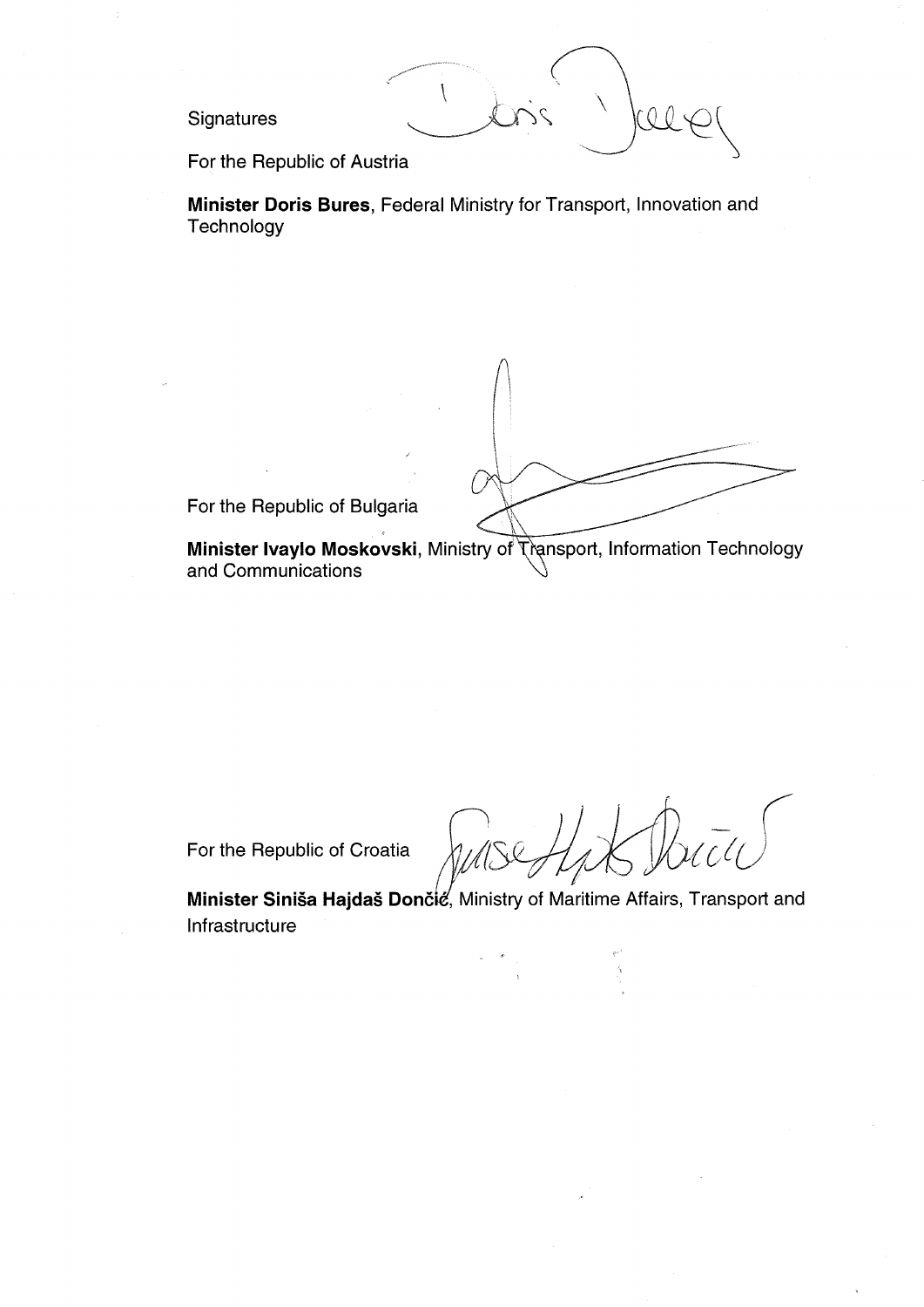Signatures

For the Republic of Austria

**Minister Doris Bures**, Federal Ministry for Transport, Innovation and Technology

For the Republic of Bulgaria

**Minister Ivaylo Moskovski**, Ministry of Transport, Information Technology and Communications

For the Republic of Croatia

**Minister Siniša Hajdaš Dončić**, Ministry of Maritime Affairs, Transport and Infrastructure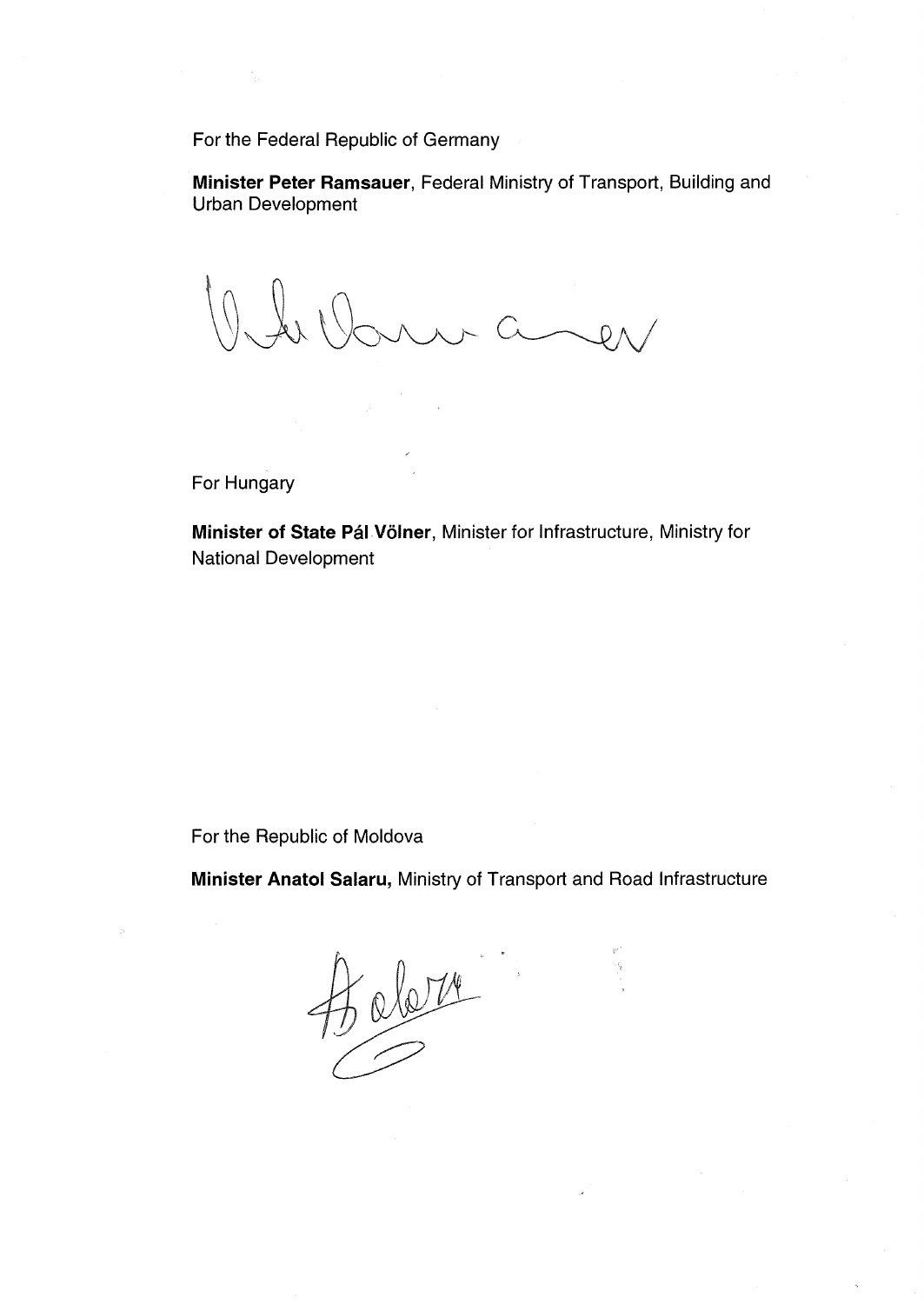For the Federal Republic of Germany

**Minister Peter Ramsauer**, Federal Ministry of Transport, Building and Urban Development

For Hungary

**Minister of State Pál Völner**, Minister for Infrastructure, Ministry for National Development

For the Republic of Moldova

**Minister Anatol Salaru,** Ministry of Transport and Road Infrastructure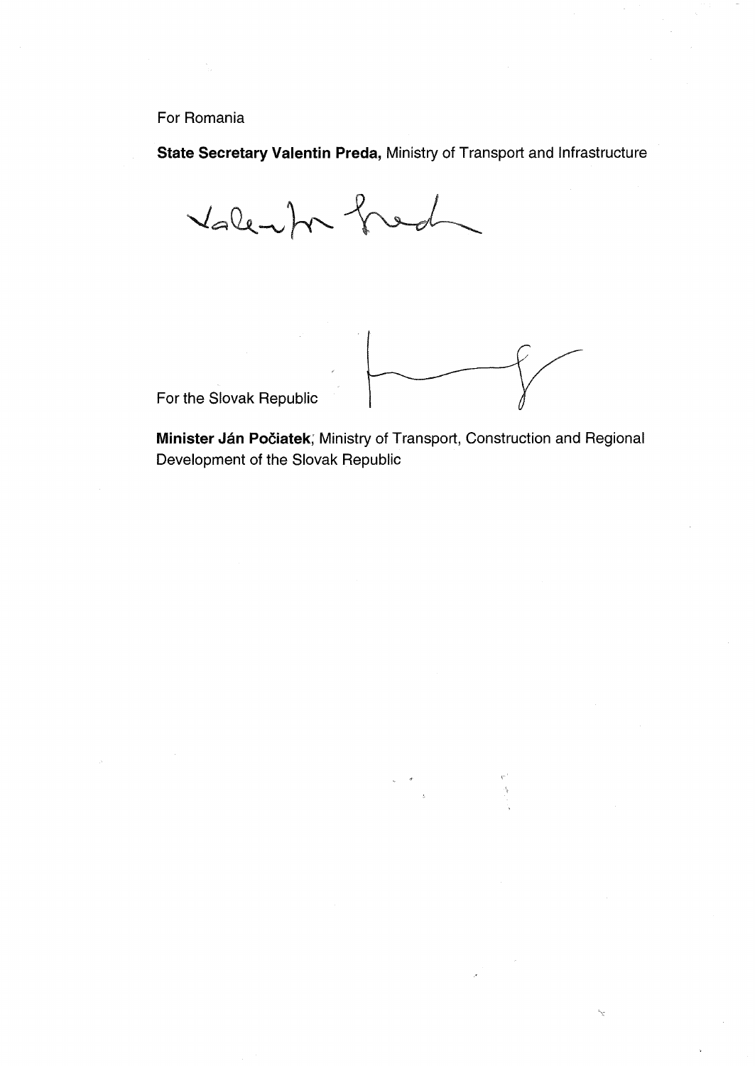For Romania

**State Secretary Valentin Preda,** Ministry of Transport and Infrastructure

For the Slovak Republic

**Minister Ján Počiatek**, Ministry of Transport, Construction and Regional Development of the Slovak Republic